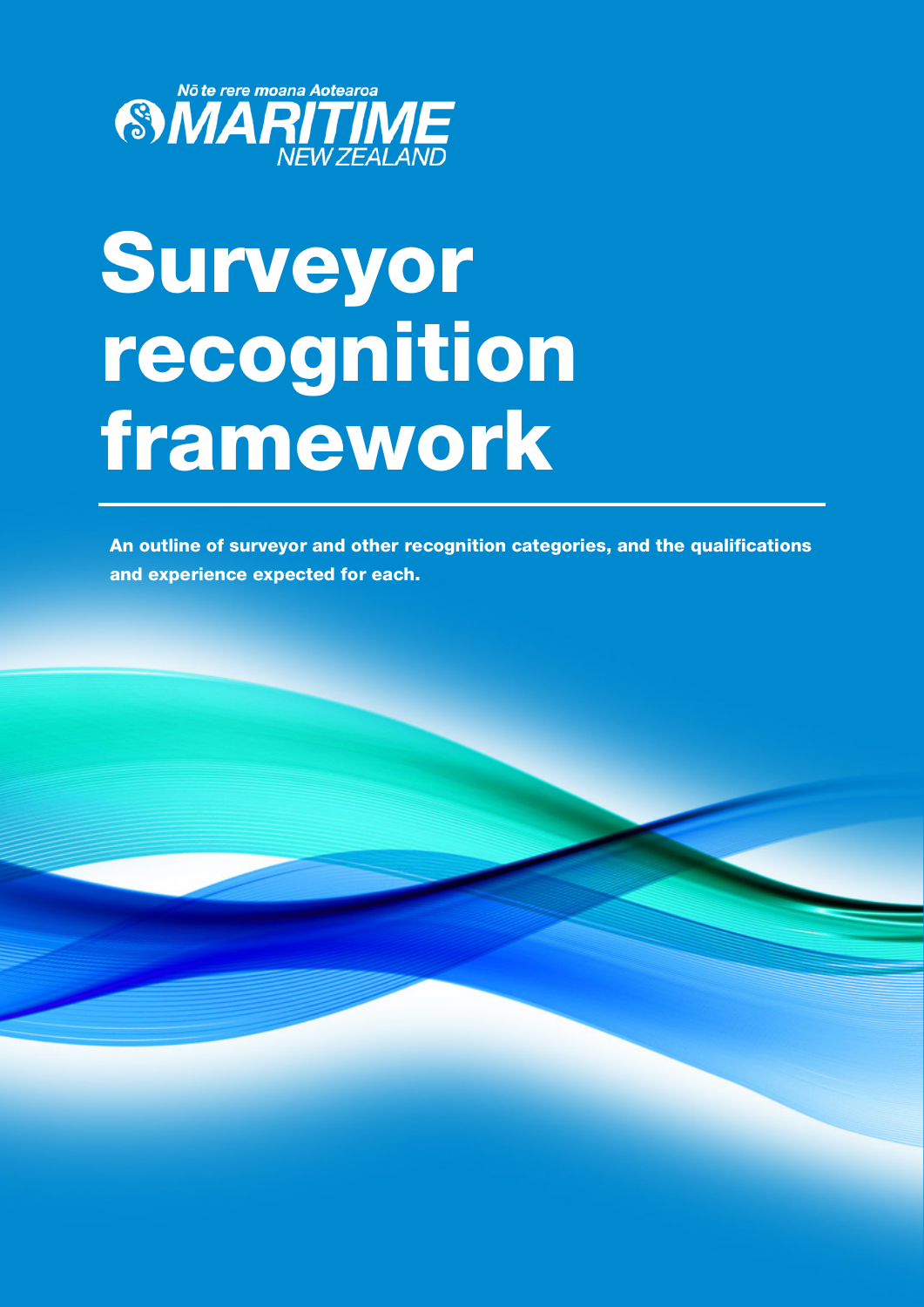Nō te rere moana Aotearoa

MARITIME NEW ZEALAND

# Surveyor recognition framework

**An outline of surveyor and other recognition categories, and the qualifications and experience expected for each.**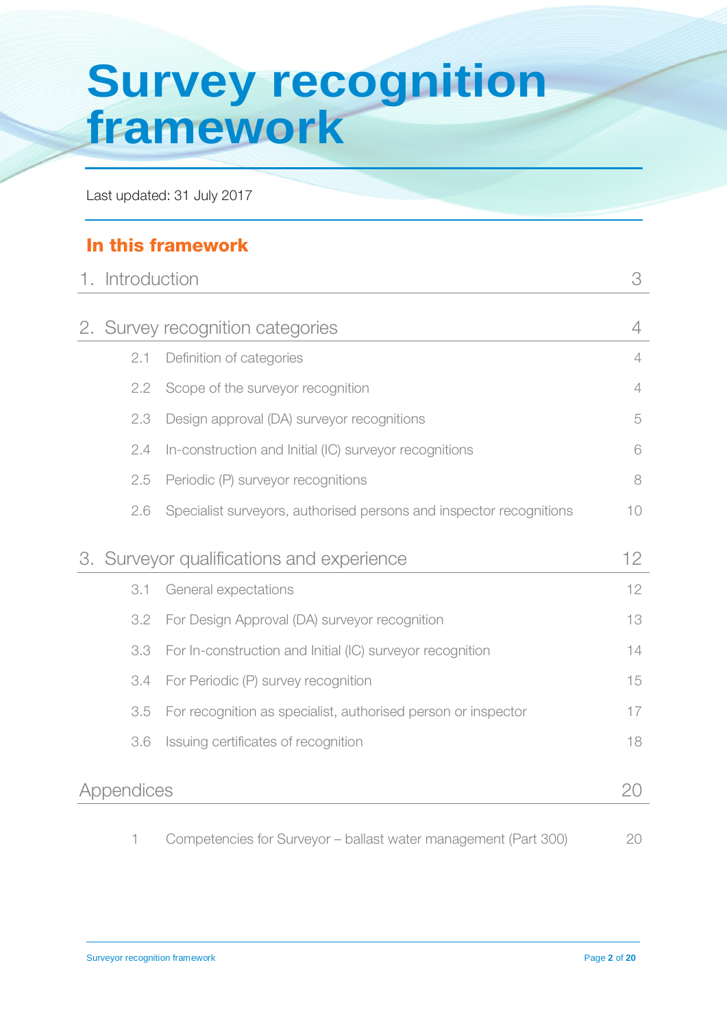# Survey recognition framework

Last updated: 31 July 2017

## In this framework

| | | |
|---|---|---|
| 1. Introduction | | 3 |
| 2. Survey recognition categories | | 4 |
| 2.1 | Definition of categories | 4 |
| 2.2 | Scope of the surveyor recognition | 4 |
| 2.3 | Design approval (DA) surveyor recognitions | 5 |
| 2.4 | In-construction and Initial (IC) surveyor recognitions | 6 |
| 2.5 | Periodic (P) surveyor recognitions | 8 |
| 2.6 | Specialist surveyors, authorised persons and inspector recognitions | 10 |
| 3. Surveyor qualifications and experience | | 12 |
| 3.1 | General expectations | 12 |
| 3.2 | For Design Approval (DA) surveyor recognition | 13 |
| 3.3 | For In-construction and Initial (IC) surveyor recognition | 14 |
| 3.4 | For Periodic (P) survey recognition | 15 |
| 3.5 | For recognition as specialist, authorised person or inspector | 17 |
| 3.6 | Issuing certificates of recognition | 18 |
| Appendices | | 20 |
| 1 | Competencies for Surveyor – ballast water management (Part 300) | 20 |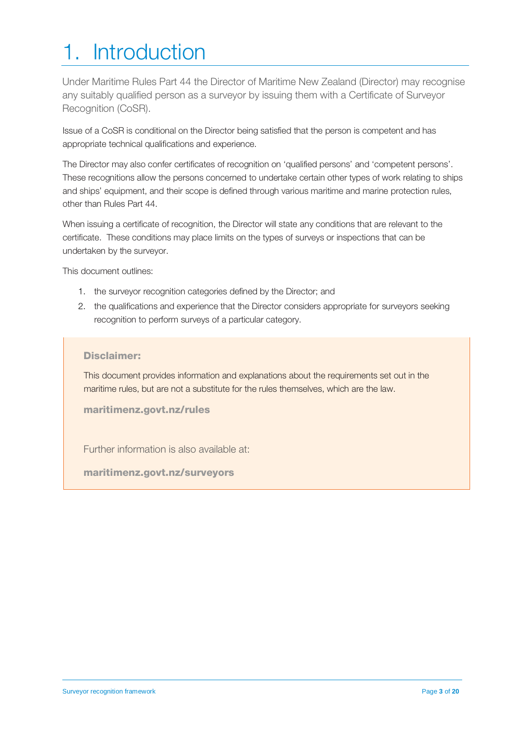# 1. Introduction

Under Maritime Rules Part 44 the Director of Maritime New Zealand (Director) may recognise any suitably qualified person as a surveyor by issuing them with a Certificate of Surveyor Recognition (CoSR).

Issue of a CoSR is conditional on the Director being satisfied that the person is competent and has appropriate technical qualifications and experience.

The Director may also confer certificates of recognition on 'qualified persons' and 'competent persons'. These recognitions allow the persons concerned to undertake certain other types of work relating to ships and ships' equipment, and their scope is defined through various maritime and marine protection rules, other than Rules Part 44.

When issuing a certificate of recognition, the Director will state any conditions that are relevant to the certificate. These conditions may place limits on the types of surveys or inspections that can be undertaken by the surveyor.

This document outlines:

1. the surveyor recognition categories defined by the Director; and
2. the qualifications and experience that the Director considers appropriate for surveyors seeking recognition to perform surveys of a particular category.

> **Disclaimer:**
>
> This document provides information and explanations about the requirements set out in the maritime rules, but are not a substitute for the rules themselves, which are the law.
>
> **maritimenz.govt.nz/rules**
>
> Further information is also available at:
>
> **maritimenz.govt.nz/surveyors**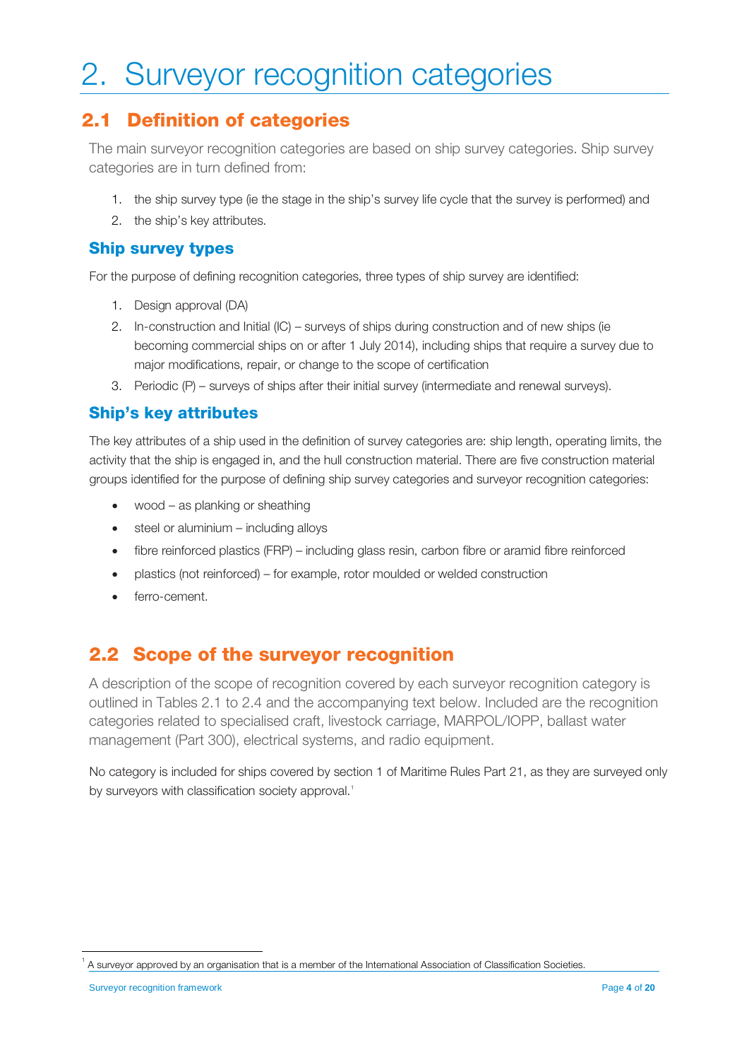# 2. Surveyor recognition categories

## 2.1 Definition of categories

The main surveyor recognition categories are based on ship survey categories. Ship survey categories are in turn defined from:

1. the ship survey type (ie the stage in the ship's survey life cycle that the survey is performed) and
2. the ship's key attributes.

### Ship survey types

For the purpose of defining recognition categories, three types of ship survey are identified:

1. Design approval (DA)
2. In-construction and Initial (IC) – surveys of ships during construction and of new ships (ie becoming commercial ships on or after 1 July 2014), including ships that require a survey due to major modifications, repair, or change to the scope of certification
3. Periodic (P) – surveys of ships after their initial survey (intermediate and renewal surveys).

### Ship's key attributes

The key attributes of a ship used in the definition of survey categories are: ship length, operating limits, the activity that the ship is engaged in, and the hull construction material. There are five construction material groups identified for the purpose of defining ship survey categories and surveyor recognition categories:

- wood – as planking or sheathing
- steel or aluminium – including alloys
- fibre reinforced plastics (FRP) – including glass resin, carbon fibre or aramid fibre reinforced
- plastics (not reinforced) – for example, rotor moulded or welded construction
- ferro-cement.

## 2.2 Scope of the surveyor recognition

A description of the scope of recognition covered by each surveyor recognition category is outlined in Tables 2.1 to 2.4 and the accompanying text below. Included are the recognition categories related to specialised craft, livestock carriage, MARPOL/IOPP, ballast water management (Part 300), electrical systems, and radio equipment.

No category is included for ships covered by section 1 of Maritime Rules Part 21, as they are surveyed only by surveyors with classification society approval.[1]

[1] A surveyor approved by an organisation that is a member of the International Association of Classification Societies.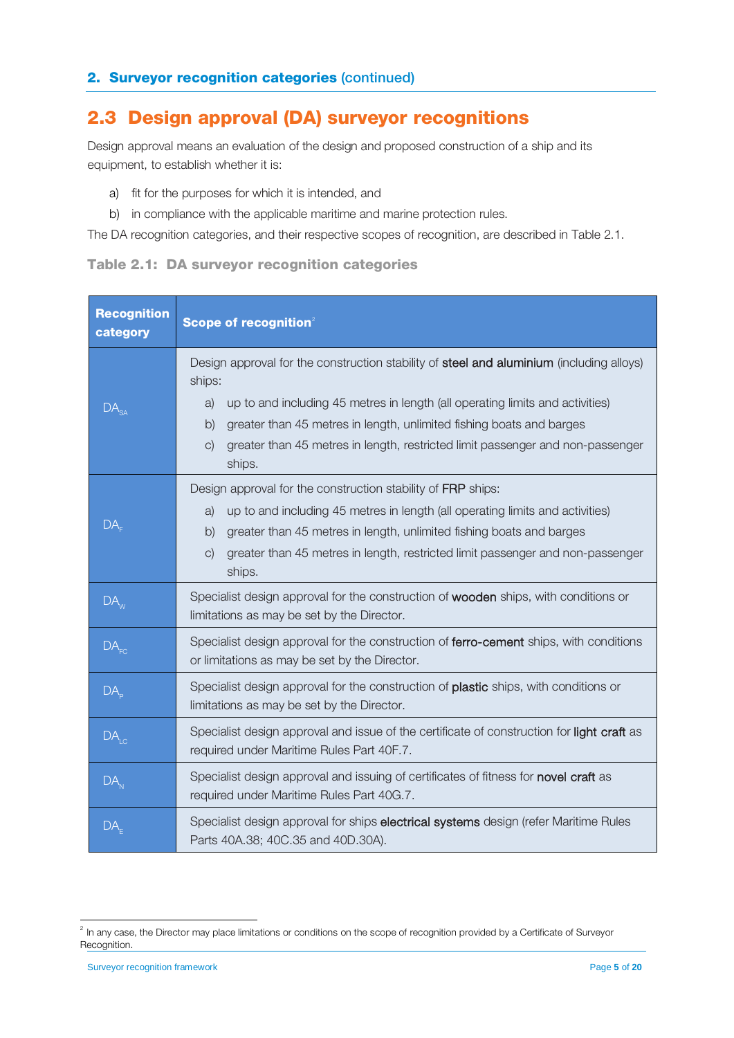## 2. Surveyor recognition categories (continued)

# 2.3 Design approval (DA) surveyor recognitions

Design approval means an evaluation of the design and proposed construction of a ship and its equipment, to establish whether it is:

a) fit for the purposes for which it is intended, and

b) in compliance with the applicable maritime and marine protection rules.

The DA recognition categories, and their respective scopes of recognition, are described in Table 2.1.

**Table 2.1: DA surveyor recognition categories**

| Recognition category | Scope of recognition[2] |
|---|---|
| $DA_{SA}$ | Design approval for the construction stability of **steel and aluminium** (including alloys) ships: a) up to and including 45 metres in length (all operating limits and activities) b) greater than 45 metres in length, unlimited fishing boats and barges c) greater than 45 metres in length, restricted limit passenger and non-passenger ships. |
| $DA_{F}$ | Design approval for the construction stability of **FRP** ships: a) up to and including 45 metres in length (all operating limits and activities) b) greater than 45 metres in length, unlimited fishing boats and barges c) greater than 45 metres in length, restricted limit passenger and non-passenger ships. |
| $DA_{W}$ | Specialist design approval for the construction of **wooden** ships, with conditions or limitations as may be set by the Director. |
| $DA_{FC}$ | Specialist design approval for the construction of **ferro-cement** ships, with conditions or limitations as may be set by the Director. |
| $DA_{P}$ | Specialist design approval for the construction of **plastic** ships, with conditions or limitations as may be set by the Director. |
| $DA_{LC}$ | Specialist design approval and issue of the certificate of construction for **light craft** as required under Maritime Rules Part 40F.7. |
| $DA_{N}$ | Specialist design approval and issuing of certificates of fitness for **novel craft** as required under Maritime Rules Part 40G.7. |
| $DA_{E}$ | Specialist design approval for ships **electrical systems** design (refer Maritime Rules Parts 40A.38; 40C.35 and 40D.30A). |

[2] In any case, the Director may place limitations or conditions on the scope of recognition provided by a Certificate of Surveyor Recognition.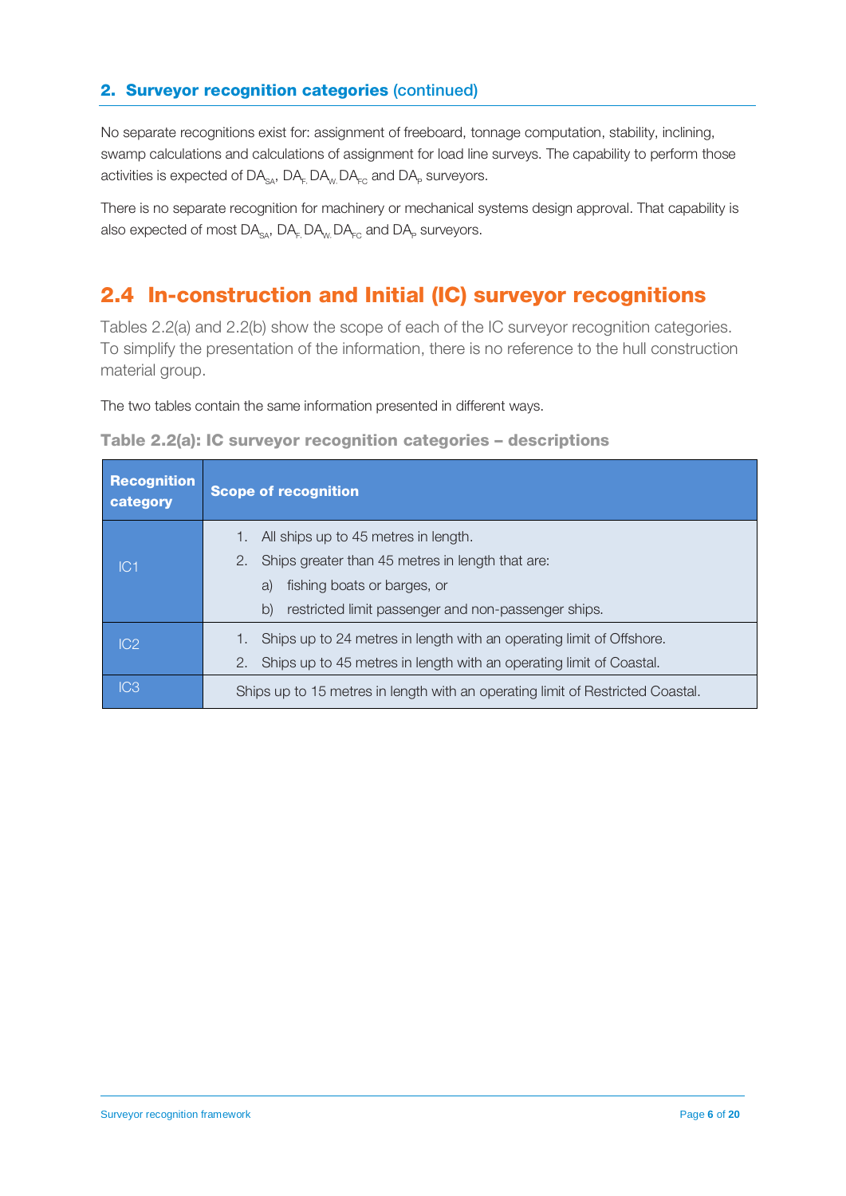## 2. Surveyor recognition categories (continued)

No separate recognitions exist for: assignment of freeboard, tonnage computation, stability, inclining, swamp calculations and calculations of assignment for load line surveys. The capability to perform those activities is expected of $DA_{SA}$, $DA_{F.}$ $DA_{W.}$ $DA_{FC}$ and $DA_{P}$ surveyors.

There is no separate recognition for machinery or mechanical systems design approval. That capability is also expected of most $DA_{SA}$, $DA_{F.}$ $DA_{W.}$ $DA_{FC}$ and $DA_{P}$ surveyors.

## 2.4 In-construction and Initial (IC) surveyor recognitions

Tables 2.2(a) and 2.2(b) show the scope of each of the IC surveyor recognition categories. To simplify the presentation of the information, there is no reference to the hull construction material group.

The two tables contain the same information presented in different ways.

**Table 2.2(a): IC surveyor recognition categories – descriptions**

| Recognition category | Scope of recognition |
|---|---|
| IC1 | 1. All ships up to 45 metres in length.<br>2. Ships greater than 45 metres in length that are:<br>a) fishing boats or barges, or<br>b) restricted limit passenger and non-passenger ships. |
| IC2 | 1. Ships up to 24 metres in length with an operating limit of Offshore.<br>2. Ships up to 45 metres in length with an operating limit of Coastal. |
| IC3 | Ships up to 15 metres in length with an operating limit of Restricted Coastal. |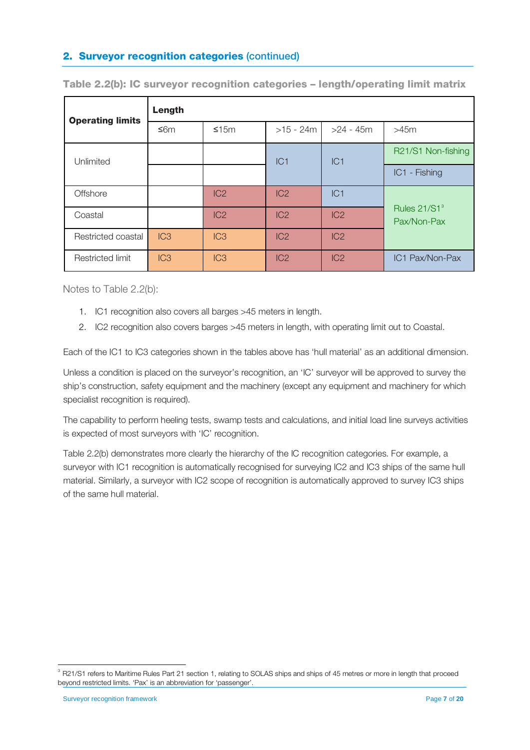## 2. Surveyor recognition categories (continued)

**Table 2.2(b): IC surveyor recognition categories – length/operating limit matrix**

| Operating limits | Length | | | | |
|---|---|---|---|---|---|
| | ≤6m | ≤15m | >15 - 24m | >24 - 45m | >45m |
| Unlimited | | | IC1 | IC1 | R21/S1 Non-fishing |
| | | | | | IC1 - Fishing |
| Offshore | | IC2 | IC2 | IC1 | Rules 21/S1[3] Pax/Non-Pax |
| Coastal | | IC2 | IC2 | IC2 | |
| Restricted coastal | IC3 | IC3 | IC2 | IC2 | |
| Restricted limit | IC3 | IC3 | IC2 | IC2 | IC1 Pax/Non-Pax |

Notes to Table 2.2(b):

1. IC1 recognition also covers all barges >45 meters in length.
2. IC2 recognition also covers barges >45 meters in length, with operating limit out to Coastal.

Each of the IC1 to IC3 categories shown in the tables above has 'hull material' as an additional dimension.

Unless a condition is placed on the surveyor's recognition, an 'IC' surveyor will be approved to survey the ship's construction, safety equipment and the machinery (except any equipment and machinery for which specialist recognition is required).

The capability to perform heeling tests, swamp tests and calculations, and initial load line surveys activities is expected of most surveyors with 'IC' recognition.

Table 2.2(b) demonstrates more clearly the hierarchy of the IC recognition categories. For example, a surveyor with IC1 recognition is automatically recognised for surveying IC2 and IC3 ships of the same hull material. Similarly, a surveyor with IC2 scope of recognition is automatically approved to survey IC3 ships of the same hull material.

[3] R21/S1 refers to Maritime Rules Part 21 section 1, relating to SOLAS ships and ships of 45 metres or more in length that proceed beyond restricted limits. 'Pax' is an abbreviation for 'passenger'.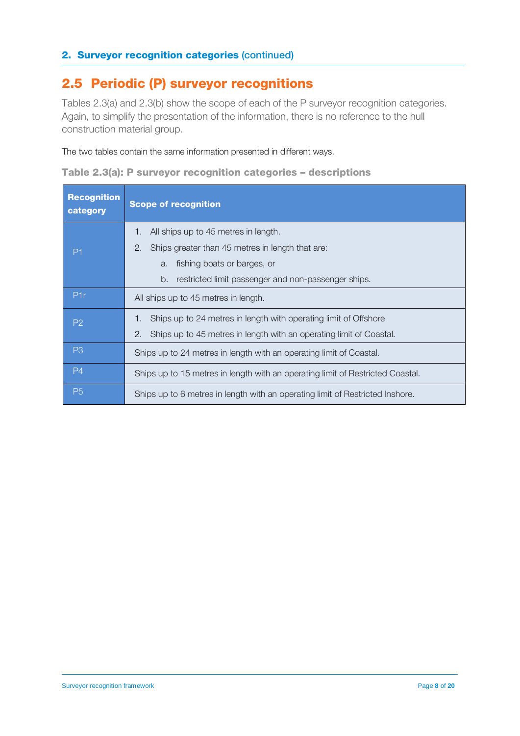## 2. Surveyor recognition categories (continued)

## 2.5 Periodic (P) surveyor recognitions

Tables 2.3(a) and 2.3(b) show the scope of each of the P surveyor recognition categories. Again, to simplify the presentation of the information, there is no reference to the hull construction material group.

The two tables contain the same information presented in different ways.

**Table 2.3(a): P surveyor recognition categories – descriptions**

| Recognition category | Scope of recognition |
|---|---|
| P1 | 1. All ships up to 45 metres in length.<br>2. Ships greater than 45 metres in length that are:<br>a. fishing boats or barges, or<br>b. restricted limit passenger and non-passenger ships. |
| P1r | All ships up to 45 metres in length. |
| P2 | 1. Ships up to 24 metres in length with operating limit of Offshore<br>2. Ships up to 45 metres in length with an operating limit of Coastal. |
| P3 | Ships up to 24 metres in length with an operating limit of Coastal. |
| P4 | Ships up to 15 metres in length with an operating limit of Restricted Coastal. |
| P5 | Ships up to 6 metres in length with an operating limit of Restricted Inshore. |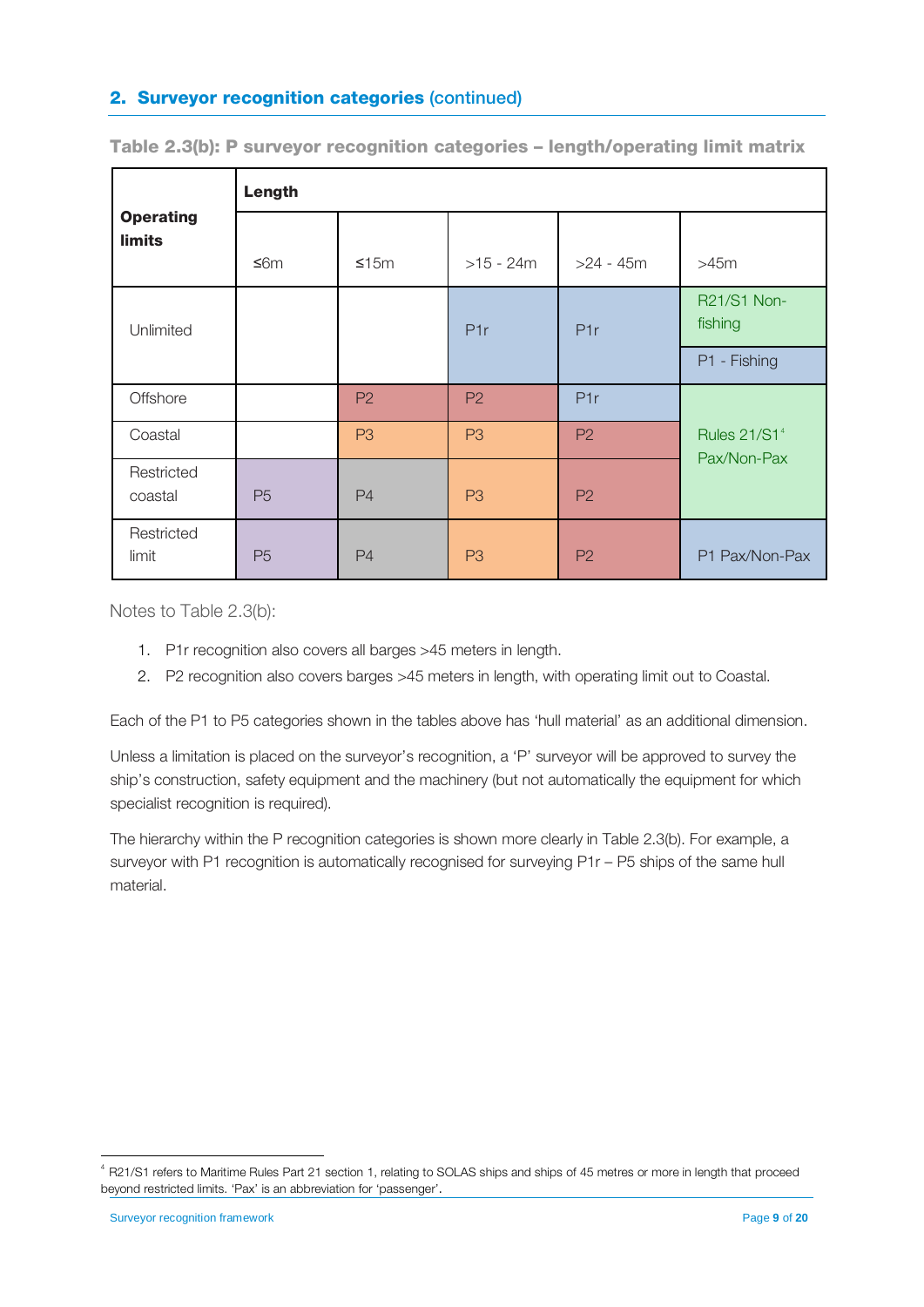## 2. Surveyor recognition categories (continued)

**Table 2.3(b): P surveyor recognition categories – length/operating limit matrix**

| **Operating limits** | **Length** | | | | |
|---|---|---|---|---|---|
| | ≤6m | ≤15m | >15 - 24m | >24 - 45m | >45m |
| Unlimited | | | P1r | P1r | R21/S1 Non-fishing |
| | | | | | P1 - Fishing |
| Offshore | | P2 | P2 | P1r | Rules 21/S1[4] Pax/Non-Pax |
| Coastal | | P3 | P3 | P2 | |
| Restricted coastal | P5 | P4 | P3 | P2 | |
| Restricted limit | P5 | P4 | P3 | P2 | P1 Pax/Non-Pax |

Notes to Table 2.3(b):

1. P1r recognition also covers all barges >45 meters in length.
2. P2 recognition also covers barges >45 meters in length, with operating limit out to Coastal.

Each of the P1 to P5 categories shown in the tables above has 'hull material' as an additional dimension.

Unless a limitation is placed on the surveyor's recognition, a 'P' surveyor will be approved to survey the ship's construction, safety equipment and the machinery (but not automatically the equipment for which specialist recognition is required).

The hierarchy within the P recognition categories is shown more clearly in Table 2.3(b). For example, a surveyor with P1 recognition is automatically recognised for surveying P1r – P5 ships of the same hull material.

[4] R21/S1 refers to Maritime Rules Part 21 section 1, relating to SOLAS ships and ships of 45 metres or more in length that proceed beyond restricted limits. 'Pax' is an abbreviation for 'passenger'.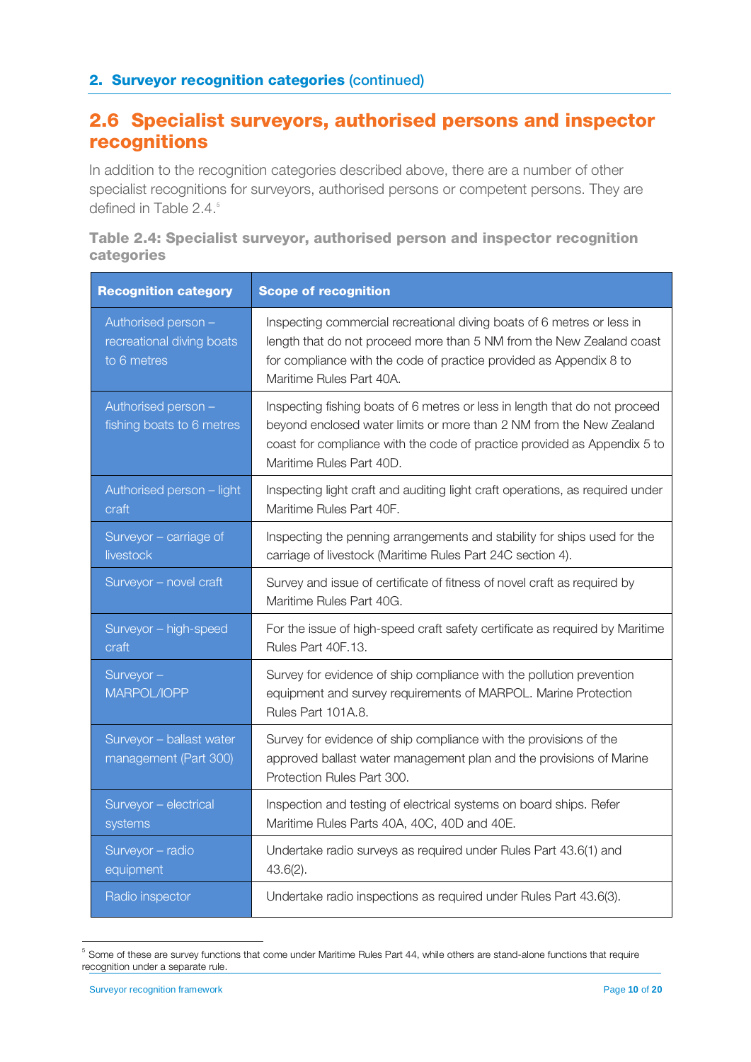## 2.6 Specialist surveyors, authorised persons and inspector recognitions

In addition to the recognition categories described above, there are a number of other specialist recognitions for surveyors, authorised persons or competent persons. They are defined in Table 2.4.[5]

**Table 2.4: Specialist surveyor, authorised person and inspector recognition categories**

| Recognition category | Scope of recognition |
|---|---|
| Authorised person – recreational diving boats to 6 metres | Inspecting commercial recreational diving boats of 6 metres or less in length that do not proceed more than 5 NM from the New Zealand coast for compliance with the code of practice provided as Appendix 8 to Maritime Rules Part 40A. |
| Authorised person – fishing boats to 6 metres | Inspecting fishing boats of 6 metres or less in length that do not proceed beyond enclosed water limits or more than 2 NM from the New Zealand coast for compliance with the code of practice provided as Appendix 5 to Maritime Rules Part 40D. |
| Authorised person – light craft | Inspecting light craft and auditing light craft operations, as required under Maritime Rules Part 40F. |
| Surveyor – carriage of livestock | Inspecting the penning arrangements and stability for ships used for the carriage of livestock (Maritime Rules Part 24C section 4). |
| Surveyor – novel craft | Survey and issue of certificate of fitness of novel craft as required by Maritime Rules Part 40G. |
| Surveyor – high-speed craft | For the issue of high-speed craft safety certificate as required by Maritime Rules Part 40F.13. |
| Surveyor – MARPOL/IOPP | Survey for evidence of ship compliance with the pollution prevention equipment and survey requirements of MARPOL. Marine Protection Rules Part 101A.8. |
| Surveyor – ballast water management (Part 300) | Survey for evidence of ship compliance with the provisions of the approved ballast water management plan and the provisions of Marine Protection Rules Part 300. |
| Surveyor – electrical systems | Inspection and testing of electrical systems on board ships. Refer Maritime Rules Parts 40A, 40C, 40D and 40E. |
| Surveyor – radio equipment | Undertake radio surveys as required under Rules Part 43.6(1) and 43.6(2). |
| Radio inspector | Undertake radio inspections as required under Rules Part 43.6(3). |

[5] Some of these are survey functions that come under Maritime Rules Part 44, while others are stand-alone functions that require recognition under a separate rule.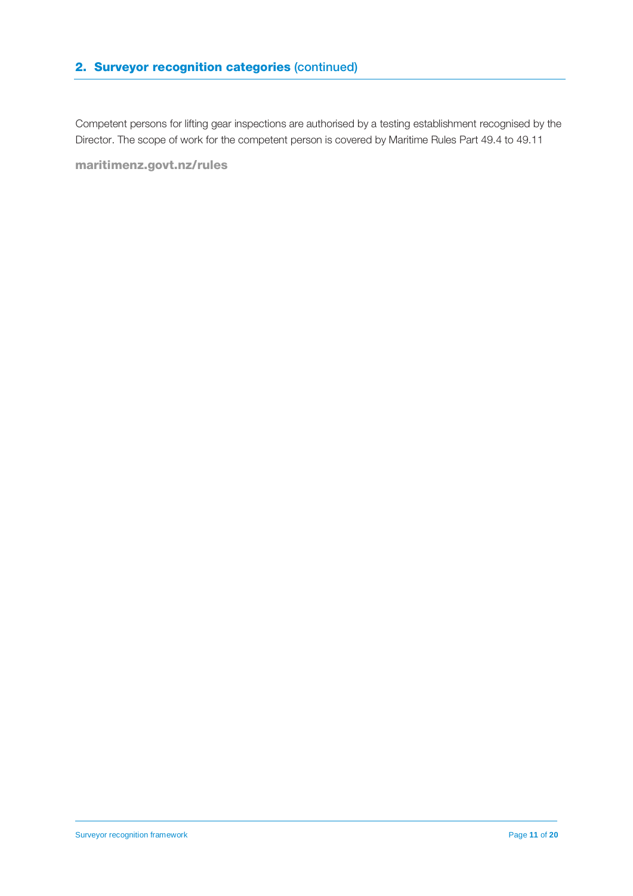## 2. Surveyor recognition categories (continued)

Competent persons for lifting gear inspections are authorised by a testing establishment recognised by the Director. The scope of work for the competent person is covered by Maritime Rules Part 49.4 to 49.11

**maritimenz.govt.nz/rules**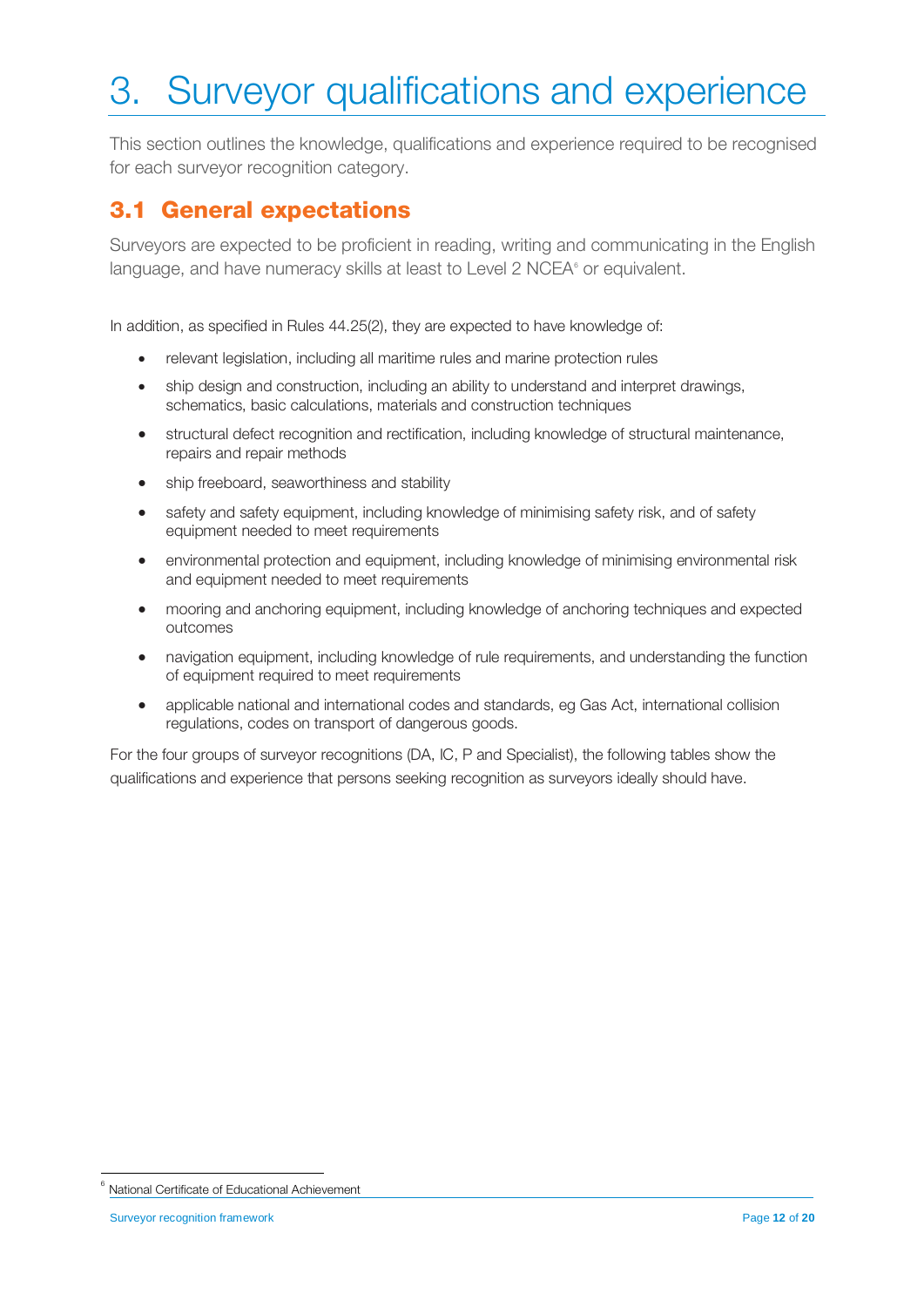# 3. Surveyor qualifications and experience

This section outlines the knowledge, qualifications and experience required to be recognised for each surveyor recognition category.

## 3.1 General expectations

Surveyors are expected to be proficient in reading, writing and communicating in the English language, and have numeracy skills at least to Level 2 NCEA[6] or equivalent.

In addition, as specified in Rules 44.25(2), they are expected to have knowledge of:

- relevant legislation, including all maritime rules and marine protection rules
- ship design and construction, including an ability to understand and interpret drawings, schematics, basic calculations, materials and construction techniques
- structural defect recognition and rectification, including knowledge of structural maintenance, repairs and repair methods
- ship freeboard, seaworthiness and stability
- safety and safety equipment, including knowledge of minimising safety risk, and of safety equipment needed to meet requirements
- environmental protection and equipment, including knowledge of minimising environmental risk and equipment needed to meet requirements
- mooring and anchoring equipment, including knowledge of anchoring techniques and expected outcomes
- navigation equipment, including knowledge of rule requirements, and understanding the function of equipment required to meet requirements
- applicable national and international codes and standards, eg Gas Act, international collision regulations, codes on transport of dangerous goods.

For the four groups of surveyor recognitions (DA, IC, P and Specialist), the following tables show the qualifications and experience that persons seeking recognition as surveyors ideally should have.

[6] National Certificate of Educational Achievement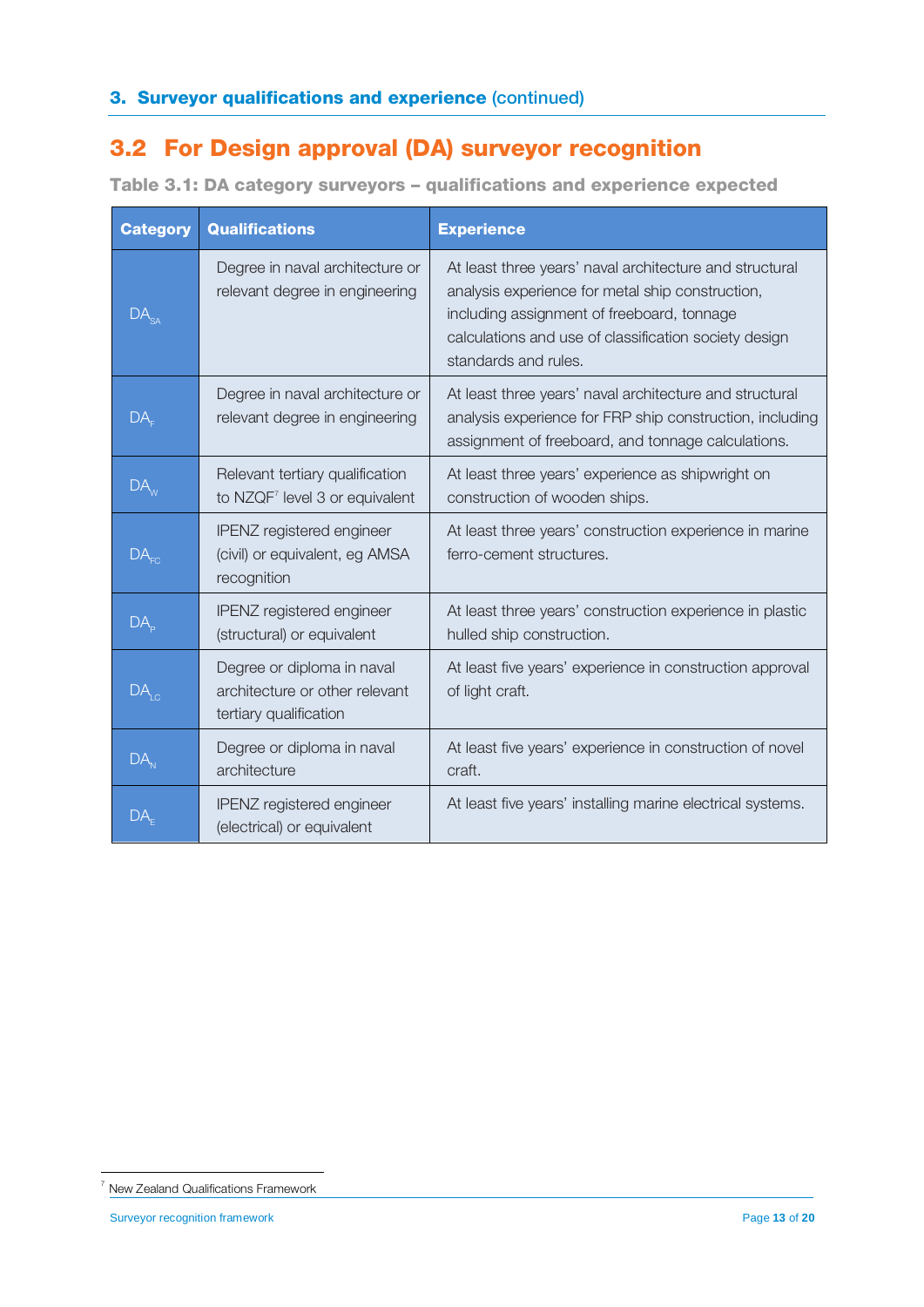## 3. Surveyor qualifications and experience (continued)

## 3.2 For Design approval (DA) surveyor recognition

**Table 3.1: DA category surveyors – qualifications and experience expected**

| Category | Qualifications | Experience |
|---|---|---|
| $DA_{SA}$ | Degree in naval architecture or relevant degree in engineering | At least three years' naval architecture and structural analysis experience for metal ship construction, including assignment of freeboard, tonnage calculations and use of classification society design standards and rules. |
| $DA_{F}$ | Degree in naval architecture or relevant degree in engineering | At least three years' naval architecture and structural analysis experience for FRP ship construction, including assignment of freeboard, and tonnage calculations. |
| $DA_{W}$ | Relevant tertiary qualification to NZQF[7] level 3 or equivalent | At least three years' experience as shipwright on construction of wooden ships. |
| $DA_{FC}$ | IPENZ registered engineer (civil) or equivalent, eg AMSA recognition | At least three years' construction experience in marine ferro-cement structures. |
| $DA_{P}$ | IPENZ registered engineer (structural) or equivalent | At least three years' construction experience in plastic hulled ship construction. |
| $DA_{LC}$ | Degree or diploma in naval architecture or other relevant tertiary qualification | At least five years' experience in construction approval of light craft. |
| $DA_{N}$ | Degree or diploma in naval architecture | At least five years' experience in construction of novel craft. |
| $DA_{E}$ | IPENZ registered engineer (electrical) or equivalent | At least five years' installing marine electrical systems. |

[7] New Zealand Qualifications Framework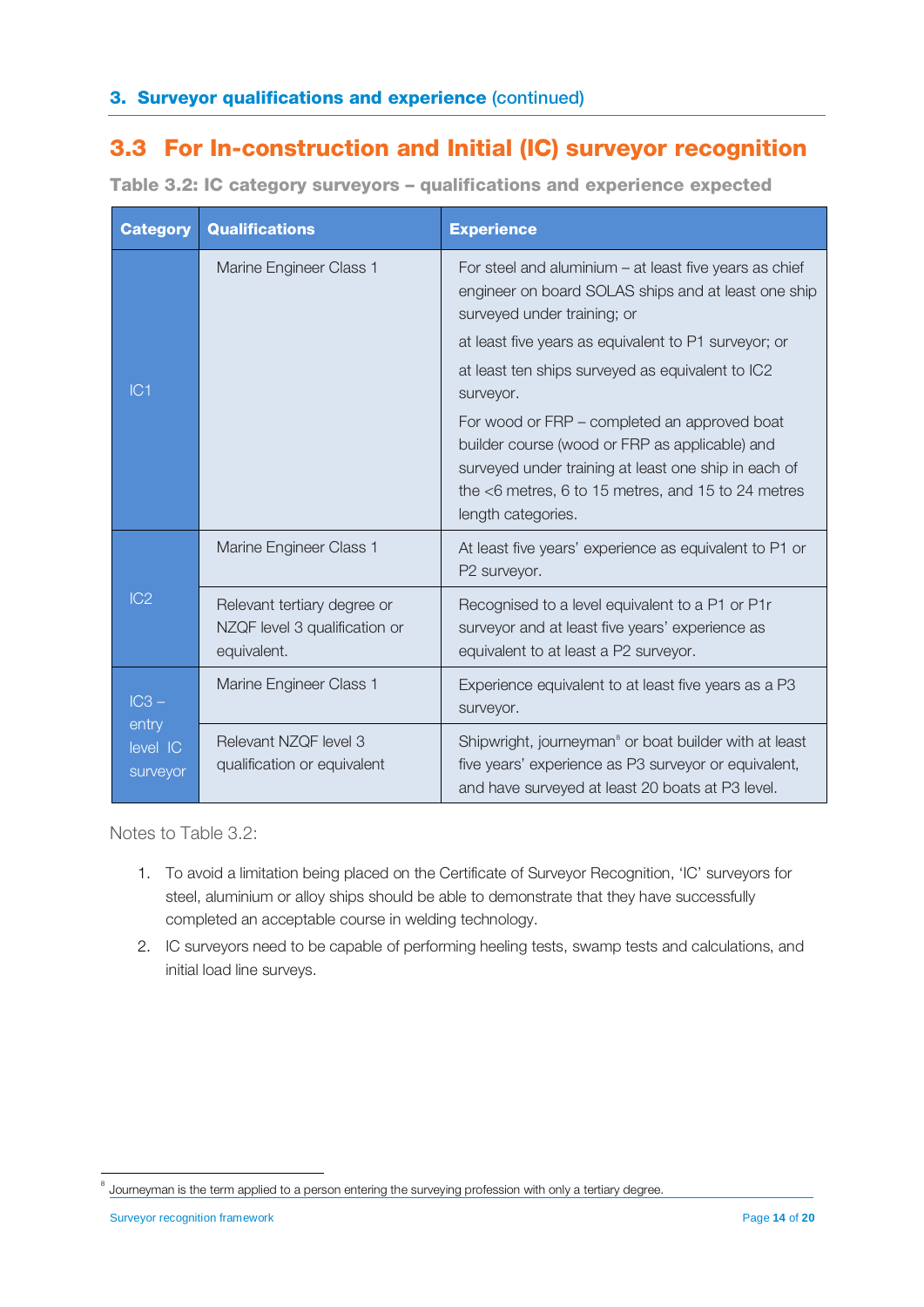## 3.3 For In-construction and Initial (IC) surveyor recognition

**Table 3.2: IC category surveyors – qualifications and experience expected**

| Category | Qualifications | Experience |
|---|---|---|
| IC1 | Marine Engineer Class 1 | For steel and aluminium – at least five years as chief engineer on board SOLAS ships and at least one ship surveyed under training; or<br><br>at least five years as equivalent to P1 surveyor; or<br><br>at least ten ships surveyed as equivalent to IC2 surveyor.<br><br>For wood or FRP – completed an approved boat builder course (wood or FRP as applicable) and surveyed under training at least one ship in each of the <6 metres, 6 to 15 metres, and 15 to 24 metres length categories. |
| IC2 | Marine Engineer Class 1 | At least five years' experience as equivalent to P1 or P2 surveyor. |
| | Relevant tertiary degree or NZQF level 3 qualification or equivalent. | Recognised to a level equivalent to a P1 or P1r surveyor and at least five years' experience as equivalent to at least a P2 surveyor. |
| IC3 – entry level IC surveyor | Marine Engineer Class 1 | Experience equivalent to at least five years as a P3 surveyor. |
| | Relevant NZQF level 3 qualification or equivalent | Shipwright, journeyman[8] or boat builder with at least five years' experience as P3 surveyor or equivalent, and have surveyed at least 20 boats at P3 level. |

Notes to Table 3.2:

1. To avoid a limitation being placed on the Certificate of Surveyor Recognition, 'IC' surveyors for steel, aluminium or alloy ships should be able to demonstrate that they have successfully completed an acceptable course in welding technology.
2. IC surveyors need to be capable of performing heeling tests, swamp tests and calculations, and initial load line surveys.

[8] Journeyman is the term applied to a person entering the surveying profession with only a tertiary degree.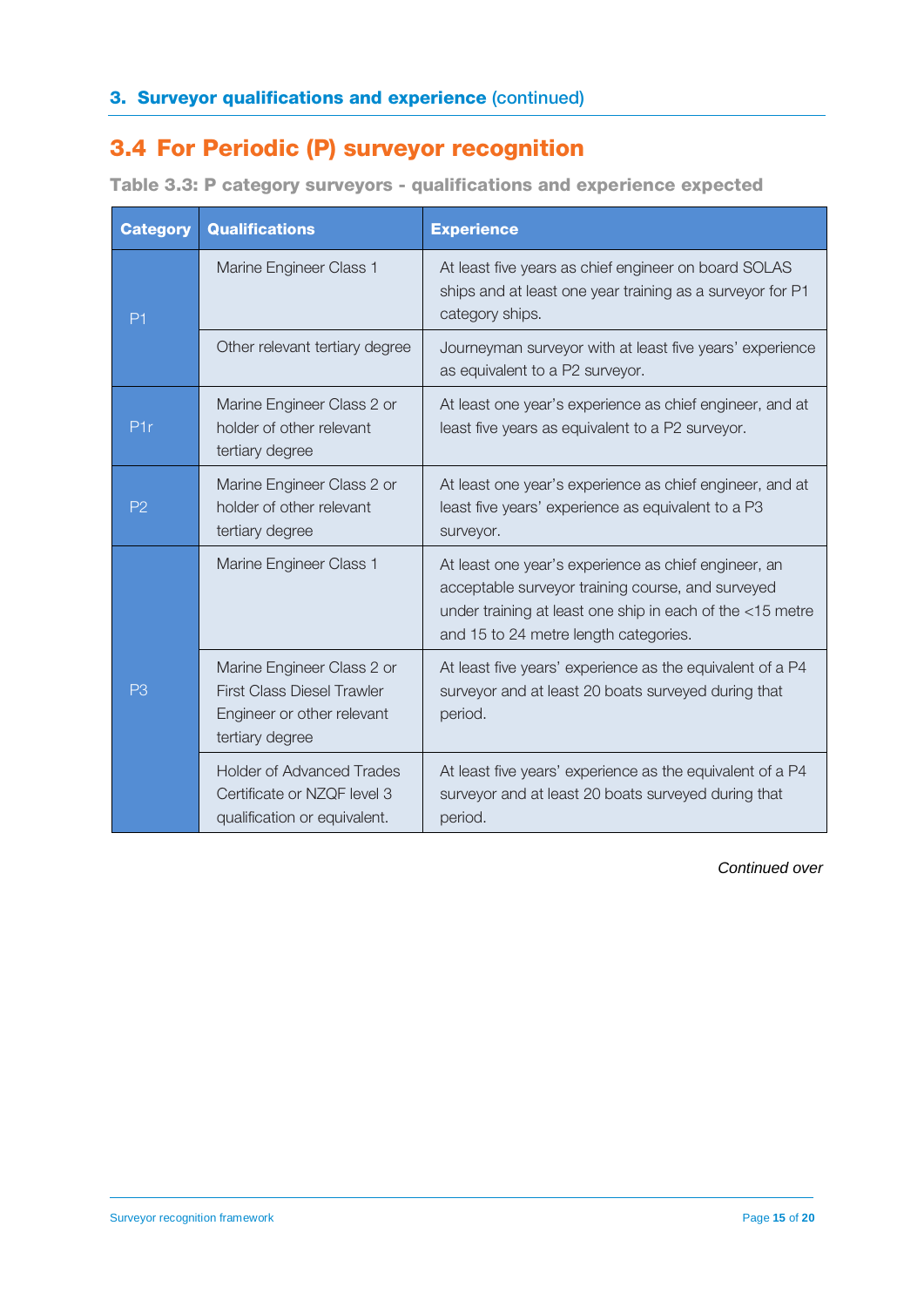## 3. Surveyor qualifications and experience (continued)

### 3.4 For Periodic (P) surveyor recognition

**Table 3.3: P category surveyors - qualifications and experience expected**

| Category | Qualifications | Experience |
|---|---|---|
| P1 | Marine Engineer Class 1 | At least five years as chief engineer on board SOLAS ships and at least one year training as a surveyor for P1 category ships. |
| | Other relevant tertiary degree | Journeyman surveyor with at least five years' experience as equivalent to a P2 surveyor. |
| P1r | Marine Engineer Class 2 or holder of other relevant tertiary degree | At least one year's experience as chief engineer, and at least five years as equivalent to a P2 surveyor. |
| P2 | Marine Engineer Class 2 or holder of other relevant tertiary degree | At least one year's experience as chief engineer, and at least five years' experience as equivalent to a P3 surveyor. |
| P3 | Marine Engineer Class 1 | At least one year's experience as chief engineer, an acceptable surveyor training course, and surveyed under training at least one ship in each of the <15 metre and 15 to 24 metre length categories. |
| | Marine Engineer Class 2 or First Class Diesel Trawler Engineer or other relevant tertiary degree | At least five years' experience as the equivalent of a P4 surveyor and at least 20 boats surveyed during that period. |
| | Holder of Advanced Trades Certificate or NZQF level 3 qualification or equivalent. | At least five years' experience as the equivalent of a P4 surveyor and at least 20 boats surveyed during that period. |

*Continued over*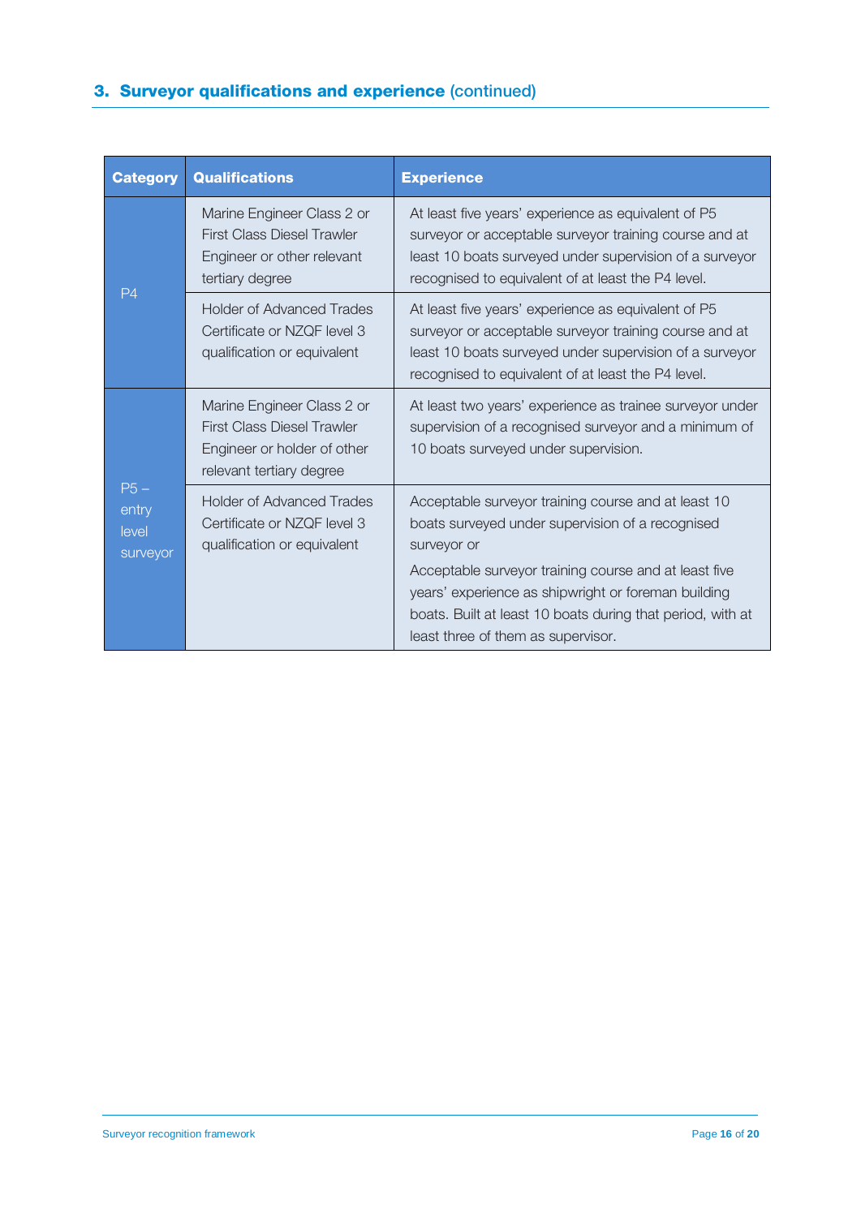## 3. Surveyor qualifications and experience (continued)

| Category | Qualifications | Experience |
|---|---|---|
| P4 | Marine Engineer Class 2 or First Class Diesel Trawler Engineer or other relevant tertiary degree | At least five years' experience as equivalent of P5 surveyor or acceptable surveyor training course and at least 10 boats surveyed under supervision of a surveyor recognised to equivalent of at least the P4 level. |
| | Holder of Advanced Trades Certificate or NZQF level 3 qualification or equivalent | At least five years' experience as equivalent of P5 surveyor or acceptable surveyor training course and at least 10 boats surveyed under supervision of a surveyor recognised to equivalent of at least the P4 level. |
| P5 – entry level surveyor | Marine Engineer Class 2 or First Class Diesel Trawler Engineer or holder of other relevant tertiary degree | At least two years' experience as trainee surveyor under supervision of a recognised surveyor and a minimum of 10 boats surveyed under supervision. |
| | Holder of Advanced Trades Certificate or NZQF level 3 qualification or equivalent | Acceptable surveyor training course and at least 10 boats surveyed under supervision of a recognised surveyor or<br><br>Acceptable surveyor training course and at least five years' experience as shipwright or foreman building boats. Built at least 10 boats during that period, with at least three of them as supervisor. |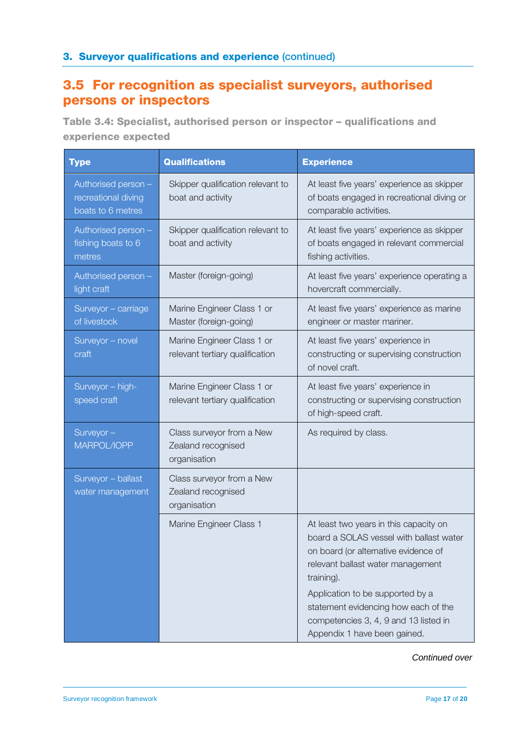## 3. Surveyor qualifications and experience (continued)

## 3.5 For recognition as specialist surveyors, authorised persons or inspectors

**Table 3.4: Specialist, authorised person or inspector – qualifications and experience expected**

| Type | Qualifications | Experience |
|---|---|---|
| Authorised person – recreational diving boats to 6 metres | Skipper qualification relevant to boat and activity | At least five years' experience as skipper of boats engaged in recreational diving or comparable activities. |
| Authorised person – fishing boats to 6 metres | Skipper qualification relevant to boat and activity | At least five years' experience as skipper of boats engaged in relevant commercial fishing activities. |
| Authorised person – light craft | Master (foreign-going) | At least five years' experience operating a hovercraft commercially. |
| Surveyor – carriage of livestock | Marine Engineer Class 1 or Master (foreign-going) | At least five years' experience as marine engineer or master mariner. |
| Surveyor – novel craft | Marine Engineer Class 1 or relevant tertiary qualification | At least five years' experience in constructing or supervising construction of novel craft. |
| Surveyor – high-speed craft | Marine Engineer Class 1 or relevant tertiary qualification | At least five years' experience in constructing or supervising construction of high-speed craft. |
| Surveyor – MARPOL/IOPP | Class surveyor from a New Zealand recognised organisation | As required by class. |
| Surveyor – ballast water management | Class surveyor from a New Zealand recognised organisation | |
| | Marine Engineer Class 1 | At least two years in this capacity on board a SOLAS vessel with ballast water on board (or alternative evidence of relevant ballast water management training). Application to be supported by a statement evidencing how each of the competencies 3, 4, 9 and 13 listed in Appendix 1 have been gained. |

*Continued over*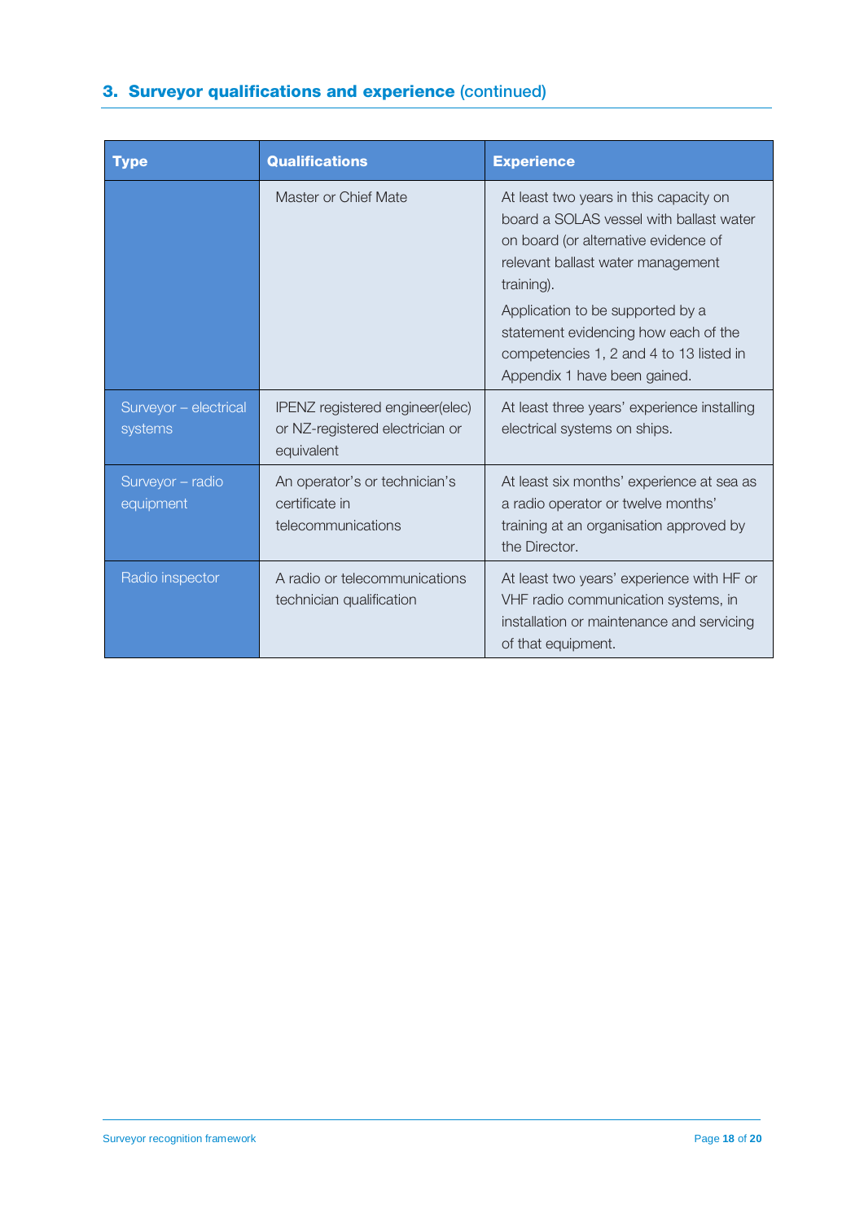## 3. Surveyor qualifications and experience (continued)

| Type | Qualifications | Experience |
|---|---|---|
| | Master or Chief Mate | At least two years in this capacity on board a SOLAS vessel with ballast water on board (or alternative evidence of relevant ballast water management training).<br><br>Application to be supported by a statement evidencing how each of the competencies 1, 2 and 4 to 13 listed in Appendix 1 have been gained. |
| Surveyor – electrical systems | IPENZ registered engineer(elec) or NZ-registered electrician or equivalent | At least three years' experience installing electrical systems on ships. |
| Surveyor – radio equipment | An operator's or technician's certificate in telecommunications | At least six months' experience at sea as a radio operator or twelve months' training at an organisation approved by the Director. |
| Radio inspector | A radio or telecommunications technician qualification | At least two years' experience with HF or VHF radio communication systems, in installation or maintenance and servicing of that equipment. |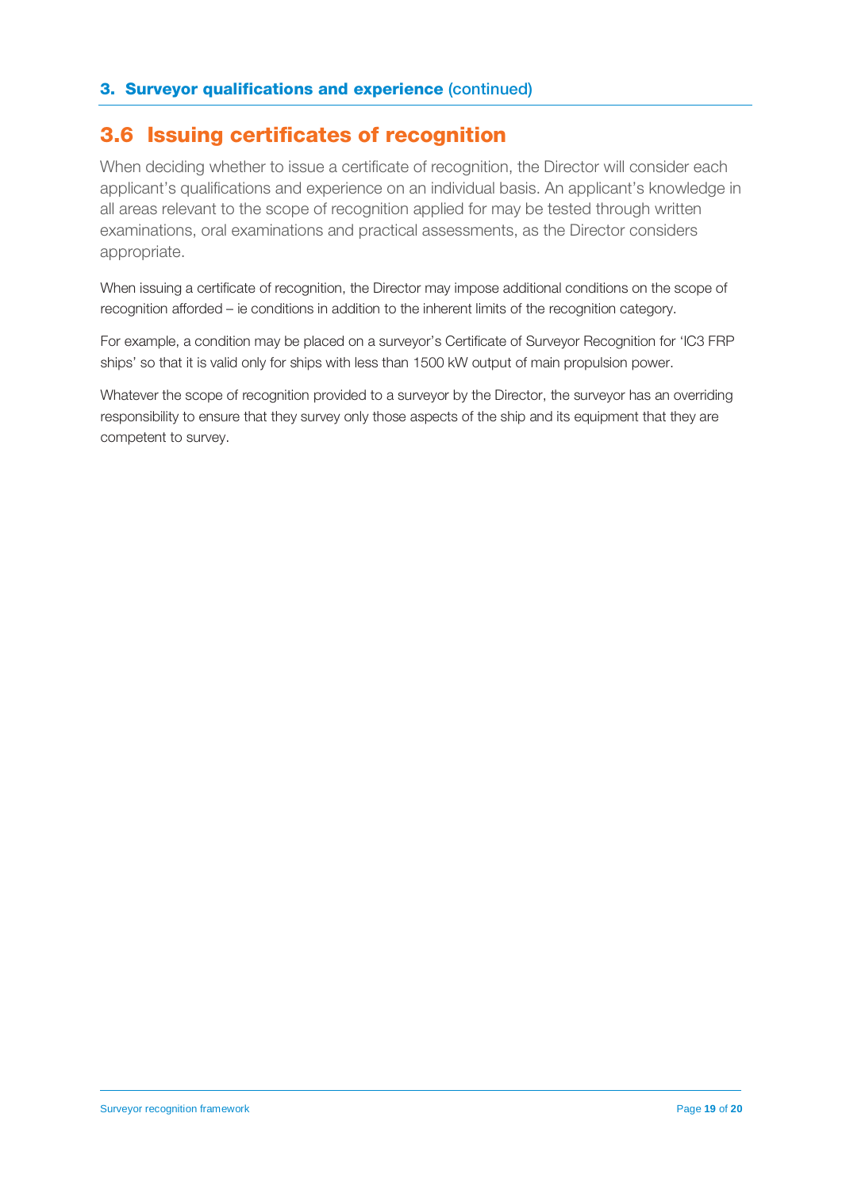## 3.6 Issuing certificates of recognition

When deciding whether to issue a certificate of recognition, the Director will consider each applicant's qualifications and experience on an individual basis. An applicant's knowledge in all areas relevant to the scope of recognition applied for may be tested through written examinations, oral examinations and practical assessments, as the Director considers appropriate.

When issuing a certificate of recognition, the Director may impose additional conditions on the scope of recognition afforded – ie conditions in addition to the inherent limits of the recognition category.

For example, a condition may be placed on a surveyor's Certificate of Surveyor Recognition for 'IC3 FRP ships' so that it is valid only for ships with less than 1500 kW output of main propulsion power.

Whatever the scope of recognition provided to a surveyor by the Director, the surveyor has an overriding responsibility to ensure that they survey only those aspects of the ship and its equipment that they are competent to survey.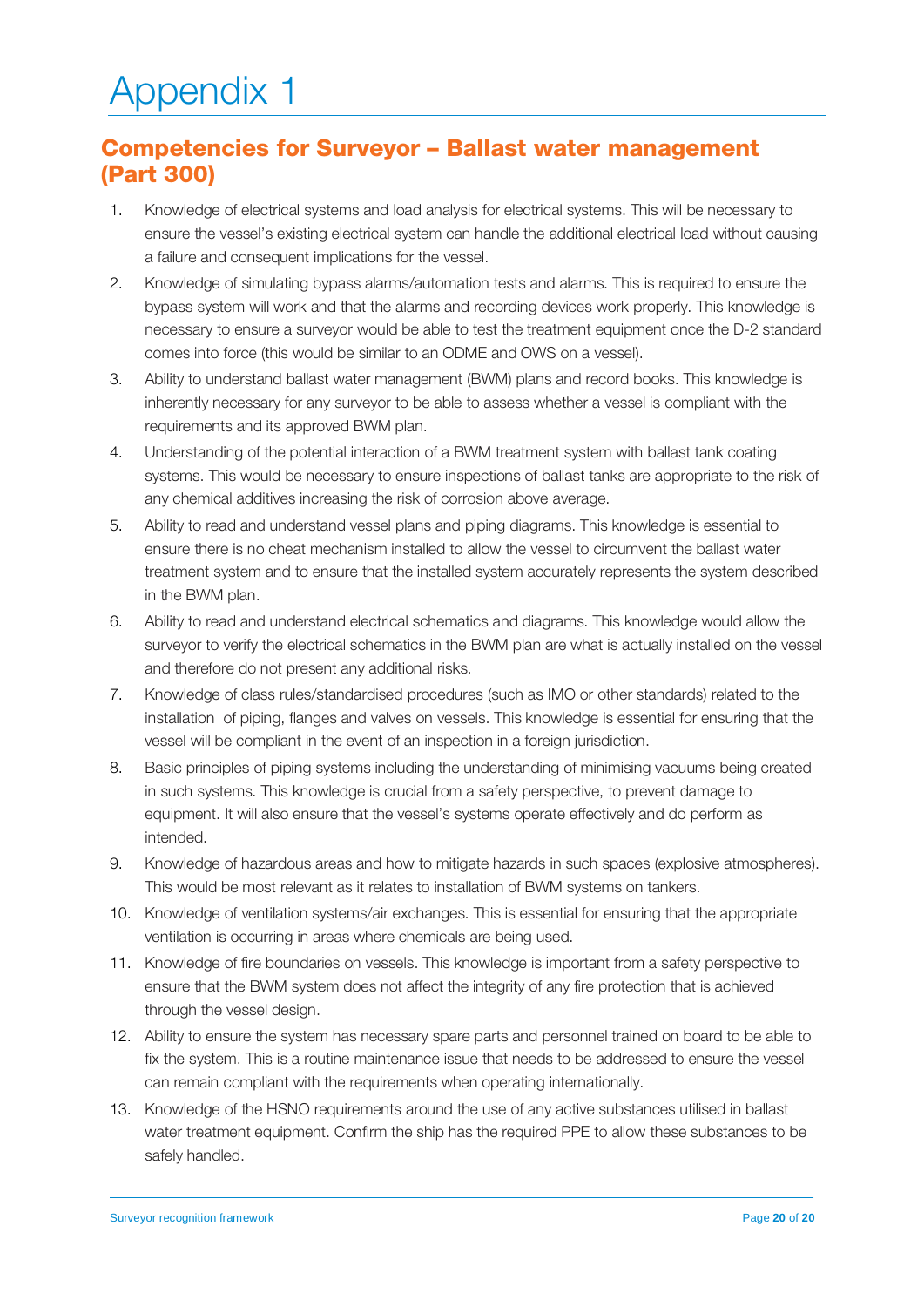# Appendix 1

## Competencies for Surveyor – Ballast water management (Part 300)

1. Knowledge of electrical systems and load analysis for electrical systems. This will be necessary to ensure the vessel's existing electrical system can handle the additional electrical load without causing a failure and consequent implications for the vessel.
2. Knowledge of simulating bypass alarms/automation tests and alarms. This is required to ensure the bypass system will work and that the alarms and recording devices work properly. This knowledge is necessary to ensure a surveyor would be able to test the treatment equipment once the D-2 standard comes into force (this would be similar to an ODME and OWS on a vessel).
3. Ability to understand ballast water management (BWM) plans and record books. This knowledge is inherently necessary for any surveyor to be able to assess whether a vessel is compliant with the requirements and its approved BWM plan.
4. Understanding of the potential interaction of a BWM treatment system with ballast tank coating systems. This would be necessary to ensure inspections of ballast tanks are appropriate to the risk of any chemical additives increasing the risk of corrosion above average.
5. Ability to read and understand vessel plans and piping diagrams. This knowledge is essential to ensure there is no cheat mechanism installed to allow the vessel to circumvent the ballast water treatment system and to ensure that the installed system accurately represents the system described in the BWM plan.
6. Ability to read and understand electrical schematics and diagrams. This knowledge would allow the surveyor to verify the electrical schematics in the BWM plan are what is actually installed on the vessel and therefore do not present any additional risks.
7. Knowledge of class rules/standardised procedures (such as IMO or other standards) related to the installation of piping, flanges and valves on vessels. This knowledge is essential for ensuring that the vessel will be compliant in the event of an inspection in a foreign jurisdiction.
8. Basic principles of piping systems including the understanding of minimising vacuums being created in such systems. This knowledge is crucial from a safety perspective, to prevent damage to equipment. It will also ensure that the vessel's systems operate effectively and do perform as intended.
9. Knowledge of hazardous areas and how to mitigate hazards in such spaces (explosive atmospheres). This would be most relevant as it relates to installation of BWM systems on tankers.
10. Knowledge of ventilation systems/air exchanges. This is essential for ensuring that the appropriate ventilation is occurring in areas where chemicals are being used.
11. Knowledge of fire boundaries on vessels. This knowledge is important from a safety perspective to ensure that the BWM system does not affect the integrity of any fire protection that is achieved through the vessel design.
12. Ability to ensure the system has necessary spare parts and personnel trained on board to be able to fix the system. This is a routine maintenance issue that needs to be addressed to ensure the vessel can remain compliant with the requirements when operating internationally.
13. Knowledge of the HSNO requirements around the use of any active substances utilised in ballast water treatment equipment. Confirm the ship has the required PPE to allow these substances to be safely handled.